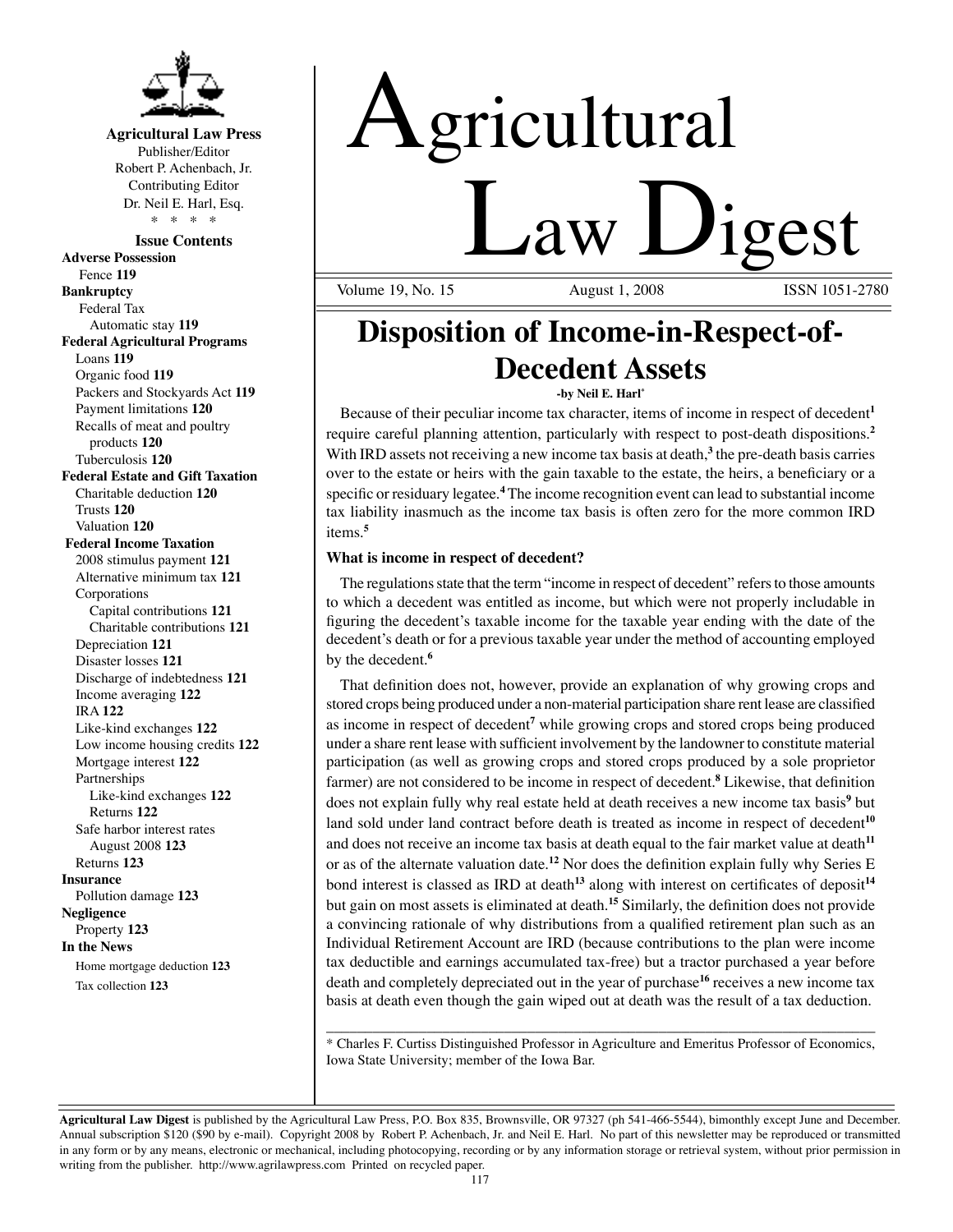# Agricultural Law Digest

**Agricultural Law Press**
Publisher/Editor
Robert P. Achenbach, Jr.
Contributing Editor
Dr. Neil E. Harl, Esq.
\* \* \* \*

**Issue Contents**

**Adverse Possession**
- Fence **119**

**Bankruptcy**
- Federal Tax
  - Automatic stay **119**

**Federal Agricultural Programs**
- Loans **119**
- Organic food **119**
- Packers and Stockyards Act **119**
- Payment limitations **120**
- Recalls of meat and poultry products **120**
- Tuberculosis **120**

**Federal Estate and Gift Taxation**
- Charitable deduction **120**
- Trusts **120**
- Valuation **120**

**Federal Income Taxation**
- 2008 stimulus payment **121**
- Alternative minimum tax **121**
- Corporations
  - Capital contributions **121**
  - Charitable contributions **121**
- Depreciation **121**
- Disaster losses **121**
- Discharge of indebtedness **121**
- Income averaging **122**
- IRA **122**
- Like-kind exchanges **122**
- Low income housing credits **122**
- Mortgage interest **122**
- Partnerships
  - Like-kind exchanges **122**
  - Returns **122**
- Safe harbor interest rates
  - August 2008 **123**
- Returns **123**

**Insurance**
- Pollution damage **123**

**Negligence**
- Property **123**

**In the News**
- Home mortgage deduction **123**
- Tax collection **123**

Volume 19, No. 15 August 1, 2008 ISSN 1051-2780

## Disposition of Income-in-Respect-of-Decedent Assets

**-by Neil E. Harl\***

Because of their peculiar income tax character, items of income in respect of decedent[1] require careful planning attention, particularly with respect to post-death dispositions.[2] With IRD assets not receiving a new income tax basis at death,[3] the pre-death basis carries over to the estate or heirs with the gain taxable to the estate, the heirs, a beneficiary or a specific or residuary legatee.[4] The income recognition event can lead to substantial income tax liability inasmuch as the income tax basis is often zero for the more common IRD items.[5]

### What is income in respect of decedent?

The regulations state that the term "income in respect of decedent" refers to those amounts to which a decedent was entitled as income, but which were not properly includable in figuring the decedent's taxable income for the taxable year ending with the date of the decedent's death or for a previous taxable year under the method of accounting employed by the decedent.[6]

That definition does not, however, provide an explanation of why growing crops and stored crops being produced under a non-material participation share rent lease are classified as income in respect of decedent[7] while growing crops and stored crops being produced under a share rent lease with sufficient involvement by the landowner to constitute material participation (as well as growing crops and stored crops produced by a sole proprietor farmer) are not considered to be income in respect of decedent.[8] Likewise, that definition does not explain fully why real estate held at death receives a new income tax basis[9] but land sold under land contract before death is treated as income in respect of decedent[10] and does not receive an income tax basis at death equal to the fair market value at death[11] or as of the alternate valuation date.[12] Nor does the definition explain fully why Series E bond interest is classed as IRD at death[13] along with interest on certificates of deposit[14] but gain on most assets is eliminated at death.[15] Similarly, the definition does not provide a convincing rationale of why distributions from a qualified retirement plan such as an Individual Retirement Account are IRD (because contributions to the plan were income tax deductible and earnings accumulated tax-free) but a tractor purchased a year before death and completely depreciated out in the year of purchase[16] receives a new income tax basis at death even though the gain wiped out at death was the result of a tax deduction.

\* Charles F. Curtiss Distinguished Professor in Agriculture and Emeritus Professor of Economics, Iowa State University; member of the Iowa Bar.

**Agricultural Law Digest** is published by the Agricultural Law Press, P.O. Box 835, Brownsville, OR 97327 (ph 541-466-5544), bimonthly except June and December. Annual subscription $120 ($90 by e-mail). Copyright 2008 by Robert P. Achenbach, Jr. and Neil E. Harl. No part of this newsletter may be reproduced or transmitted in any form or by any means, electronic or mechanical, including photocopying, recording or by any information storage or retrieval system, without prior permission in writing from the publisher. http://www.agrilawpress.com Printed on recycled paper.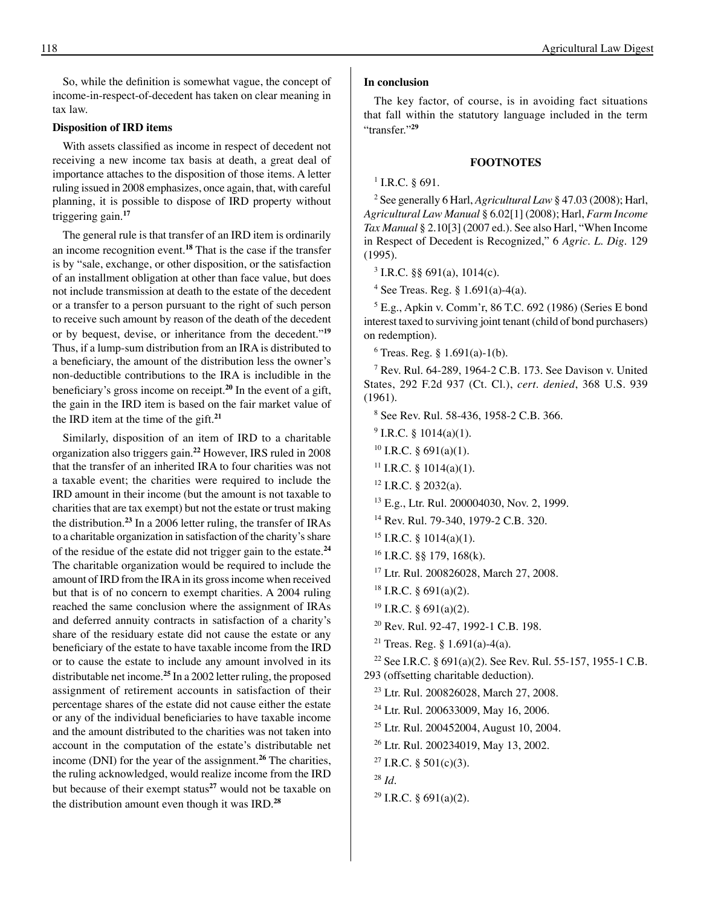So, while the definition is somewhat vague, the concept of income-in-respect-of-decedent has taken on clear meaning in tax law.

**Disposition of IRD items**

With assets classified as income in respect of decedent not receiving a new income tax basis at death, a great deal of importance attaches to the disposition of those items. A letter ruling issued in 2008 emphasizes, once again, that, with careful planning, it is possible to dispose of IRD property without triggering gain.[17]

The general rule is that transfer of an IRD item is ordinarily an income recognition event.[18] That is the case if the transfer is by "sale, exchange, or other disposition, or the satisfaction of an installment obligation at other than face value, but does not include transmission at death to the estate of the decedent or a transfer to a person pursuant to the right of such person to receive such amount by reason of the death of the decedent or by bequest, devise, or inheritance from the decedent."[19] Thus, if a lump-sum distribution from an IRA is distributed to a beneficiary, the amount of the distribution less the owner's non-deductible contributions to the IRA is includible in the beneficiary's gross income on receipt.[20] In the event of a gift, the gain in the IRD item is based on the fair market value of the IRD item at the time of the gift.[21]

Similarly, disposition of an item of IRD to a charitable organization also triggers gain.[22] However, IRS ruled in 2008 that the transfer of an inherited IRA to four charities was not a taxable event; the charities were required to include the IRD amount in their income (but the amount is not taxable to charities that are tax exempt) but not the estate or trust making the distribution.[23] In a 2006 letter ruling, the transfer of IRAs to a charitable organization in satisfaction of the charity's share of the residue of the estate did not trigger gain to the estate.[24] The charitable organization would be required to include the amount of IRD from the IRA in its gross income when received but that is of no concern to exempt charities. A 2004 ruling reached the same conclusion where the assignment of IRAs and deferred annuity contracts in satisfaction of a charity's share of the residuary estate did not cause the estate or any beneficiary of the estate to have taxable income from the IRD or to cause the estate to include any amount involved in its distributable net income.[25] In a 2002 letter ruling, the proposed assignment of retirement accounts in satisfaction of their percentage shares of the estate did not cause either the estate or any of the individual beneficiaries to have taxable income and the amount distributed to the charities was not taken into account in the computation of the estate's distributable net income (DNI) for the year of the assignment.[26] The charities, the ruling acknowledged, would realize income from the IRD but because of their exempt status[27] would not be taxable on the distribution amount even though it was IRD.[28]

**In conclusion**

The key factor, of course, is in avoiding fact situations that fall within the statutory language included in the term "transfer."[29]

**FOOTNOTES**

[1] I.R.C. § 691.

[2] See generally 6 Harl, *Agricultural Law* § 47.03 (2008); Harl, *Agricultural Law Manual* § 6.02[1] (2008); Harl, *Farm Income Tax Manual* § 2.10[3] (2007 ed.). See also Harl, "When Income in Respect of Decedent is Recognized," 6 *Agric. L. Dig.* 129 (1995).

[3] I.R.C. §§ 691(a), 1014(c).

[4] See Treas. Reg. § 1.691(a)-4(a).

[5] E.g., Apkin v. Comm'r, 86 T.C. 692 (1986) (Series E bond interest taxed to surviving joint tenant (child of bond purchasers) on redemption).

[6] Treas. Reg. § 1.691(a)-1(b).

[7] Rev. Rul. 64-289, 1964-2 C.B. 173. See Davison v. United States, 292 F.2d 937 (Ct. Cl.), *cert. denied*, 368 U.S. 939 (1961).

[8] See Rev. Rul. 58-436, 1958-2 C.B. 366.

[9] I.R.C. § 1014(a)(1).

[10] I.R.C. § 691(a)(1).

[11] I.R.C. § 1014(a)(1).

[12] I.R.C. § 2032(a).

[13] E.g., Ltr. Rul. 200004030, Nov. 2, 1999.

[14] Rev. Rul. 79-340, 1979-2 C.B. 320.

[15] I.R.C. § 1014(a)(1).

[16] I.R.C. §§ 179, 168(k).

[17] Ltr. Rul. 200826028, March 27, 2008.

[18] I.R.C. § 691(a)(2).

[19] I.R.C. § 691(a)(2).

[20] Rev. Rul. 92-47, 1992-1 C.B. 198.

[21] Treas. Reg. § 1.691(a)-4(a).

[22] See I.R.C. § 691(a)(2). See Rev. Rul. 55-157, 1955-1 C.B. 293 (offsetting charitable deduction).

[23] Ltr. Rul. 200826028, March 27, 2008.

[24] Ltr. Rul. 200633009, May 16, 2006.

[25] Ltr. Rul. 200452004, August 10, 2004.

[26] Ltr. Rul. 200234019, May 13, 2002.

[27] I.R.C. § 501(c)(3).

[28] *Id.*

[29] I.R.C. § 691(a)(2).